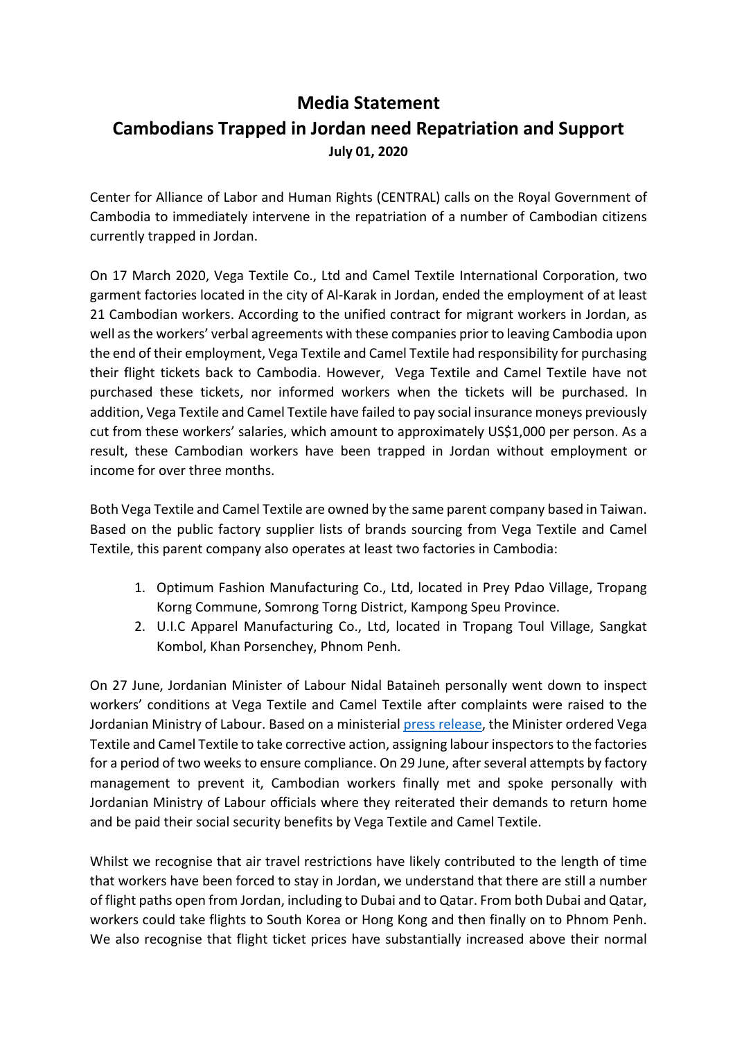# Media Statement

## Cambodians Trapped in Jordan need Repatriation and Support

**July 01, 2020**

Center for Alliance of Labor and Human Rights (CENTRAL) calls on the Royal Government of Cambodia to immediately intervene in the repatriation of a number of Cambodian citizens currently trapped in Jordan.

On 17 March 2020, Vega Textile Co., Ltd and Camel Textile International Corporation, two garment factories located in the city of Al-Karak in Jordan, ended the employment of at least 21 Cambodian workers. According to the unified contract for migrant workers in Jordan, as well as the workers' verbal agreements with these companies prior to leaving Cambodia upon the end of their employment, Vega Textile and Camel Textile had responsibility for purchasing their flight tickets back to Cambodia. However, Vega Textile and Camel Textile have not purchased these tickets, nor informed workers when the tickets will be purchased. In addition, Vega Textile and Camel Textile have failed to pay social insurance moneys previously cut from these workers' salaries, which amount to approximately US$1,000 per person. As a result, these Cambodian workers have been trapped in Jordan without employment or income for over three months.

Both Vega Textile and Camel Textile are owned by the same parent company based in Taiwan. Based on the public factory supplier lists of brands sourcing from Vega Textile and Camel Textile, this parent company also operates at least two factories in Cambodia:

1. Optimum Fashion Manufacturing Co., Ltd, located in Prey Pdao Village, Tropang Korng Commune, Somrong Torng District, Kampong Speu Province.
2. U.I.C Apparel Manufacturing Co., Ltd, located in Tropang Toul Village, Sangkat Kombol, Khan Porsenchey, Phnom Penh.

On 27 June, Jordanian Minister of Labour Nidal Bataineh personally went down to inspect workers' conditions at Vega Textile and Camel Textile after complaints were raised to the Jordanian Ministry of Labour. Based on a ministerial press release, the Minister ordered Vega Textile and Camel Textile to take corrective action, assigning labour inspectors to the factories for a period of two weeks to ensure compliance. On 29 June, after several attempts by factory management to prevent it, Cambodian workers finally met and spoke personally with Jordanian Ministry of Labour officials where they reiterated their demands to return home and be paid their social security benefits by Vega Textile and Camel Textile.

Whilst we recognise that air travel restrictions have likely contributed to the length of time that workers have been forced to stay in Jordan, we understand that there are still a number of flight paths open from Jordan, including to Dubai and to Qatar. From both Dubai and Qatar, workers could take flights to South Korea or Hong Kong and then finally on to Phnom Penh. We also recognise that flight ticket prices have substantially increased above their normal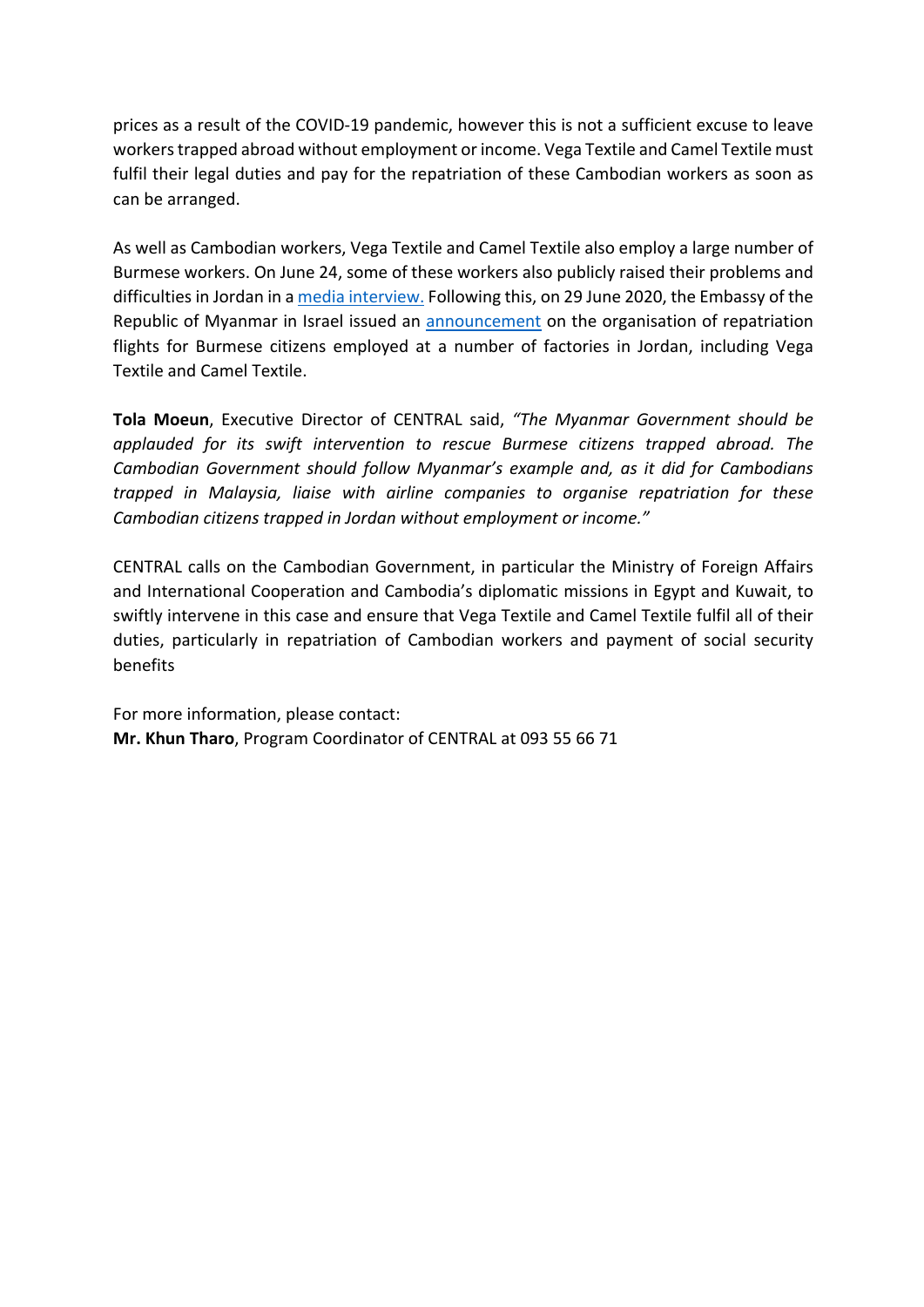prices as a result of the COVID-19 pandemic, however this is not a sufficient excuse to leave workers trapped abroad without employment or income. Vega Textile and Camel Textile must fulfil their legal duties and pay for the repatriation of these Cambodian workers as soon as can be arranged.

As well as Cambodian workers, Vega Textile and Camel Textile also employ a large number of Burmese workers. On June 24, some of these workers also publicly raised their problems and difficulties in Jordan in a media interview. Following this, on 29 June 2020, the Embassy of the Republic of Myanmar in Israel issued an announcement on the organisation of repatriation flights for Burmese citizens employed at a number of factories in Jordan, including Vega Textile and Camel Textile.

**Tola Moeun**, Executive Director of CENTRAL said, *"The Myanmar Government should be applauded for its swift intervention to rescue Burmese citizens trapped abroad. The Cambodian Government should follow Myanmar's example and, as it did for Cambodians trapped in Malaysia, liaise with airline companies to organise repatriation for these Cambodian citizens trapped in Jordan without employment or income."*

CENTRAL calls on the Cambodian Government, in particular the Ministry of Foreign Affairs and International Cooperation and Cambodia's diplomatic missions in Egypt and Kuwait, to swiftly intervene in this case and ensure that Vega Textile and Camel Textile fulfil all of their duties, particularly in repatriation of Cambodian workers and payment of social security benefits

For more information, please contact:
**Mr. Khun Tharo**, Program Coordinator of CENTRAL at 093 55 66 71